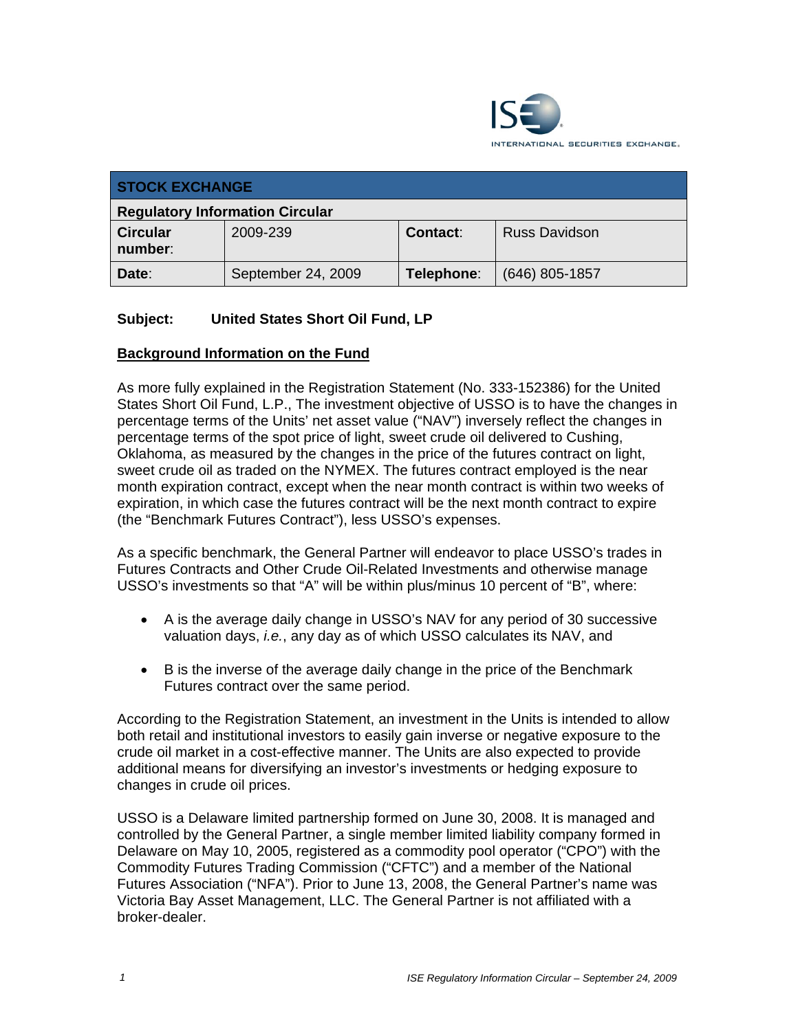| STOCK EXCHANGE | | | |
|---|---|---|---|
| **Regulatory Information Circular** | | | |
| **Circular number**: | 2009-239 | **Contact**: | Russ Davidson |
| **Date**: | September 24, 2009 | **Telephone**: | (646) 805-1857 |

**Subject: United States Short Oil Fund, LP**

## Background Information on the Fund

As more fully explained in the Registration Statement (No. 333-152386) for the United States Short Oil Fund, L.P., The investment objective of USSO is to have the changes in percentage terms of the Units' net asset value ("NAV") inversely reflect the changes in percentage terms of the spot price of light, sweet crude oil delivered to Cushing, Oklahoma, as measured by the changes in the price of the futures contract on light, sweet crude oil as traded on the NYMEX. The futures contract employed is the near month expiration contract, except when the near month contract is within two weeks of expiration, in which case the futures contract will be the next month contract to expire (the "Benchmark Futures Contract"), less USSO's expenses.

As a specific benchmark, the General Partner will endeavor to place USSO's trades in Futures Contracts and Other Crude Oil-Related Investments and otherwise manage USSO's investments so that "A" will be within plus/minus 10 percent of "B", where:

- A is the average daily change in USSO's NAV for any period of 30 successive valuation days, *i.e.*, any day as of which USSO calculates its NAV, and
- B is the inverse of the average daily change in the price of the Benchmark Futures contract over the same period.

According to the Registration Statement, an investment in the Units is intended to allow both retail and institutional investors to easily gain inverse or negative exposure to the crude oil market in a cost-effective manner. The Units are also expected to provide additional means for diversifying an investor's investments or hedging exposure to changes in crude oil prices.

USSO is a Delaware limited partnership formed on June 30, 2008. It is managed and controlled by the General Partner, a single member limited liability company formed in Delaware on May 10, 2005, registered as a commodity pool operator ("CPO") with the Commodity Futures Trading Commission ("CFTC") and a member of the National Futures Association ("NFA"). Prior to June 13, 2008, the General Partner's name was Victoria Bay Asset Management, LLC. The General Partner is not affiliated with a broker-dealer.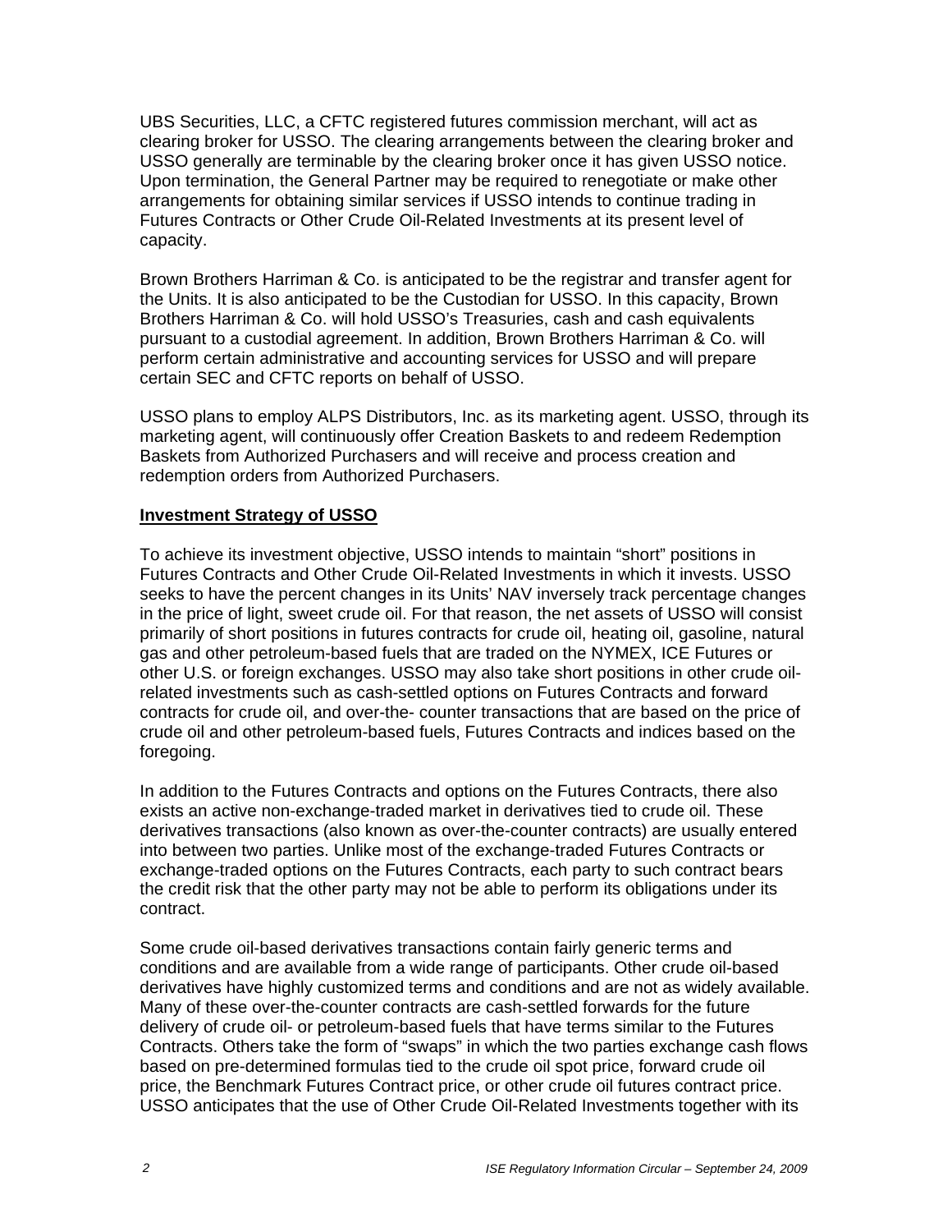UBS Securities, LLC, a CFTC registered futures commission merchant, will act as clearing broker for USSO. The clearing arrangements between the clearing broker and USSO generally are terminable by the clearing broker once it has given USSO notice. Upon termination, the General Partner may be required to renegotiate or make other arrangements for obtaining similar services if USSO intends to continue trading in Futures Contracts or Other Crude Oil-Related Investments at its present level of capacity.

Brown Brothers Harriman & Co. is anticipated to be the registrar and transfer agent for the Units. It is also anticipated to be the Custodian for USSO. In this capacity, Brown Brothers Harriman & Co. will hold USSO's Treasuries, cash and cash equivalents pursuant to a custodial agreement. In addition, Brown Brothers Harriman & Co. will perform certain administrative and accounting services for USSO and will prepare certain SEC and CFTC reports on behalf of USSO.

USSO plans to employ ALPS Distributors, Inc. as its marketing agent. USSO, through its marketing agent, will continuously offer Creation Baskets to and redeem Redemption Baskets from Authorized Purchasers and will receive and process creation and redemption orders from Authorized Purchasers.

**Investment Strategy of USSO**

To achieve its investment objective, USSO intends to maintain "short" positions in Futures Contracts and Other Crude Oil-Related Investments in which it invests. USSO seeks to have the percent changes in its Units' NAV inversely track percentage changes in the price of light, sweet crude oil. For that reason, the net assets of USSO will consist primarily of short positions in futures contracts for crude oil, heating oil, gasoline, natural gas and other petroleum-based fuels that are traded on the NYMEX, ICE Futures or other U.S. or foreign exchanges. USSO may also take short positions in other crude oil-related investments such as cash-settled options on Futures Contracts and forward contracts for crude oil, and over-the- counter transactions that are based on the price of crude oil and other petroleum-based fuels, Futures Contracts and indices based on the foregoing.

In addition to the Futures Contracts and options on the Futures Contracts, there also exists an active non-exchange-traded market in derivatives tied to crude oil. These derivatives transactions (also known as over-the-counter contracts) are usually entered into between two parties. Unlike most of the exchange-traded Futures Contracts or exchange-traded options on the Futures Contracts, each party to such contract bears the credit risk that the other party may not be able to perform its obligations under its contract.

Some crude oil-based derivatives transactions contain fairly generic terms and conditions and are available from a wide range of participants. Other crude oil-based derivatives have highly customized terms and conditions and are not as widely available. Many of these over-the-counter contracts are cash-settled forwards for the future delivery of crude oil- or petroleum-based fuels that have terms similar to the Futures Contracts. Others take the form of "swaps" in which the two parties exchange cash flows based on pre-determined formulas tied to the crude oil spot price, forward crude oil price, the Benchmark Futures Contract price, or other crude oil futures contract price. USSO anticipates that the use of Other Crude Oil-Related Investments together with its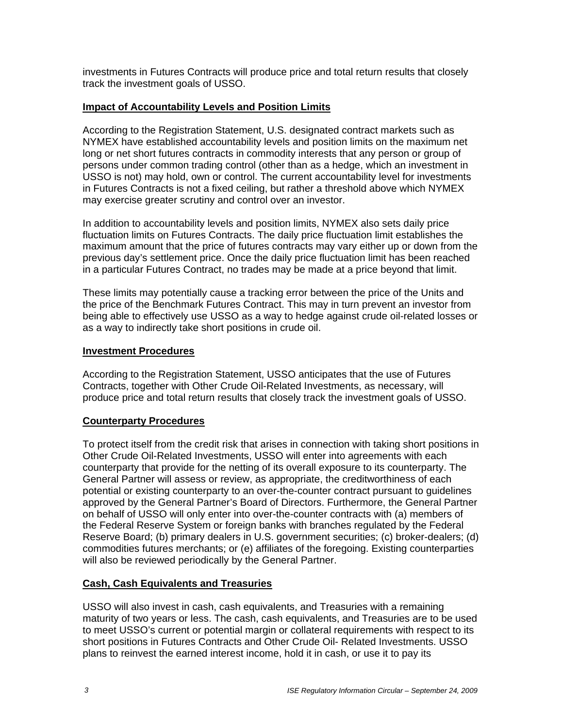investments in Futures Contracts will produce price and total return results that closely track the investment goals of USSO.

**Impact of Accountability Levels and Position Limits**

According to the Registration Statement, U.S. designated contract markets such as NYMEX have established accountability levels and position limits on the maximum net long or net short futures contracts in commodity interests that any person or group of persons under common trading control (other than as a hedge, which an investment in USSO is not) may hold, own or control. The current accountability level for investments in Futures Contracts is not a fixed ceiling, but rather a threshold above which NYMEX may exercise greater scrutiny and control over an investor.

In addition to accountability levels and position limits, NYMEX also sets daily price fluctuation limits on Futures Contracts. The daily price fluctuation limit establishes the maximum amount that the price of futures contracts may vary either up or down from the previous day's settlement price. Once the daily price fluctuation limit has been reached in a particular Futures Contract, no trades may be made at a price beyond that limit.

These limits may potentially cause a tracking error between the price of the Units and the price of the Benchmark Futures Contract. This may in turn prevent an investor from being able to effectively use USSO as a way to hedge against crude oil-related losses or as a way to indirectly take short positions in crude oil.

**Investment Procedures**

According to the Registration Statement, USSO anticipates that the use of Futures Contracts, together with Other Crude Oil-Related Investments, as necessary, will produce price and total return results that closely track the investment goals of USSO.

**Counterparty Procedures**

To protect itself from the credit risk that arises in connection with taking short positions in Other Crude Oil-Related Investments, USSO will enter into agreements with each counterparty that provide for the netting of its overall exposure to its counterparty. The General Partner will assess or review, as appropriate, the creditworthiness of each potential or existing counterparty to an over-the-counter contract pursuant to guidelines approved by the General Partner's Board of Directors. Furthermore, the General Partner on behalf of USSO will only enter into over-the-counter contracts with (a) members of the Federal Reserve System or foreign banks with branches regulated by the Federal Reserve Board; (b) primary dealers in U.S. government securities; (c) broker-dealers; (d) commodities futures merchants; or (e) affiliates of the foregoing. Existing counterparties will also be reviewed periodically by the General Partner.

**Cash, Cash Equivalents and Treasuries**

USSO will also invest in cash, cash equivalents, and Treasuries with a remaining maturity of two years or less. The cash, cash equivalents, and Treasuries are to be used to meet USSO's current or potential margin or collateral requirements with respect to its short positions in Futures Contracts and Other Crude Oil- Related Investments. USSO plans to reinvest the earned interest income, hold it in cash, or use it to pay its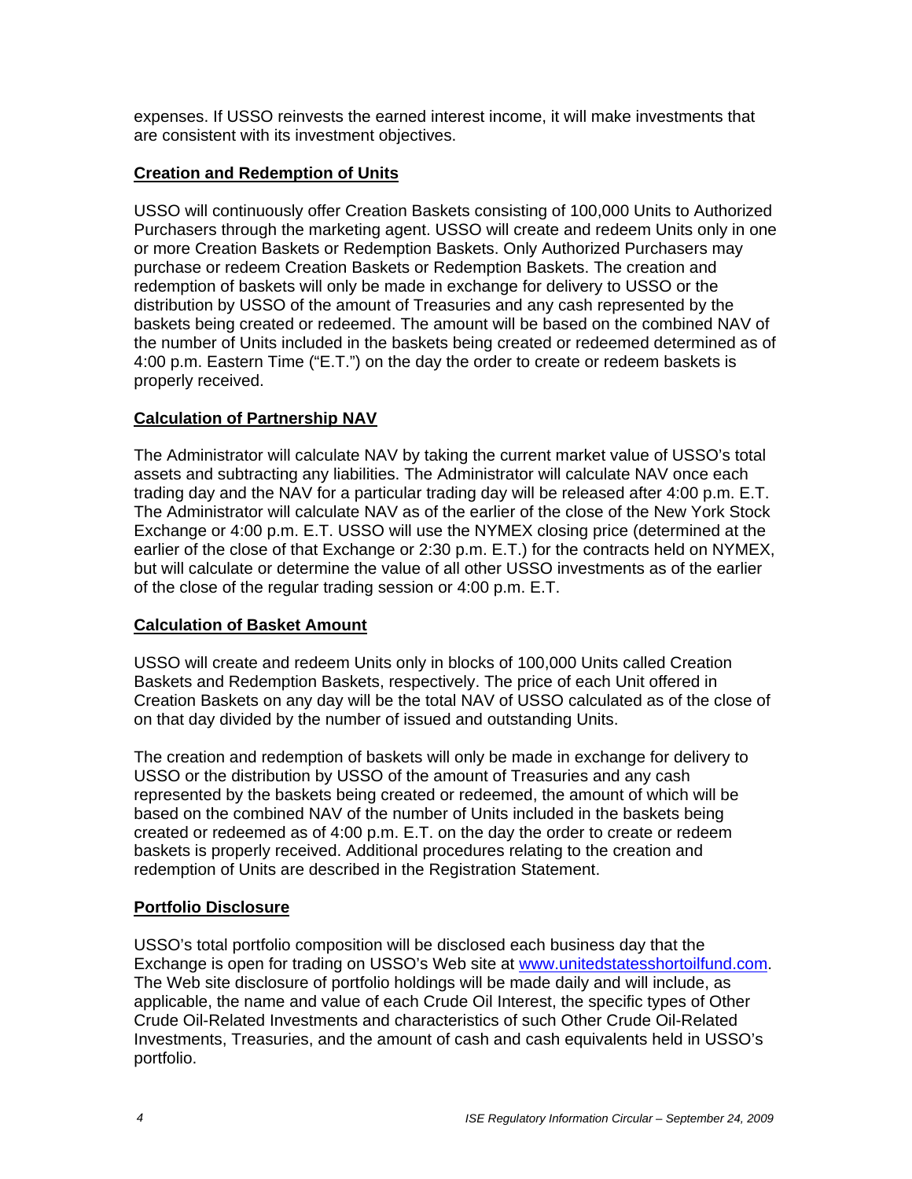expenses. If USSO reinvests the earned interest income, it will make investments that are consistent with its investment objectives.

**Creation and Redemption of Units**

USSO will continuously offer Creation Baskets consisting of 100,000 Units to Authorized Purchasers through the marketing agent. USSO will create and redeem Units only in one or more Creation Baskets or Redemption Baskets. Only Authorized Purchasers may purchase or redeem Creation Baskets or Redemption Baskets. The creation and redemption of baskets will only be made in exchange for delivery to USSO or the distribution by USSO of the amount of Treasuries and any cash represented by the baskets being created or redeemed. The amount will be based on the combined NAV of the number of Units included in the baskets being created or redeemed determined as of 4:00 p.m. Eastern Time ("E.T.") on the day the order to create or redeem baskets is properly received.

**Calculation of Partnership NAV**

The Administrator will calculate NAV by taking the current market value of USSO's total assets and subtracting any liabilities. The Administrator will calculate NAV once each trading day and the NAV for a particular trading day will be released after 4:00 p.m. E.T. The Administrator will calculate NAV as of the earlier of the close of the New York Stock Exchange or 4:00 p.m. E.T. USSO will use the NYMEX closing price (determined at the earlier of the close of that Exchange or 2:30 p.m. E.T.) for the contracts held on NYMEX, but will calculate or determine the value of all other USSO investments as of the earlier of the close of the regular trading session or 4:00 p.m. E.T.

**Calculation of Basket Amount**

USSO will create and redeem Units only in blocks of 100,000 Units called Creation Baskets and Redemption Baskets, respectively. The price of each Unit offered in Creation Baskets on any day will be the total NAV of USSO calculated as of the close of on that day divided by the number of issued and outstanding Units.

The creation and redemption of baskets will only be made in exchange for delivery to USSO or the distribution by USSO of the amount of Treasuries and any cash represented by the baskets being created or redeemed, the amount of which will be based on the combined NAV of the number of Units included in the baskets being created or redeemed as of 4:00 p.m. E.T. on the day the order to create or redeem baskets is properly received. Additional procedures relating to the creation and redemption of Units are described in the Registration Statement.

**Portfolio Disclosure**

USSO's total portfolio composition will be disclosed each business day that the Exchange is open for trading on USSO's Web site at www.unitedstatesshortoilfund.com. The Web site disclosure of portfolio holdings will be made daily and will include, as applicable, the name and value of each Crude Oil Interest, the specific types of Other Crude Oil-Related Investments and characteristics of such Other Crude Oil-Related Investments, Treasuries, and the amount of cash and cash equivalents held in USSO's portfolio.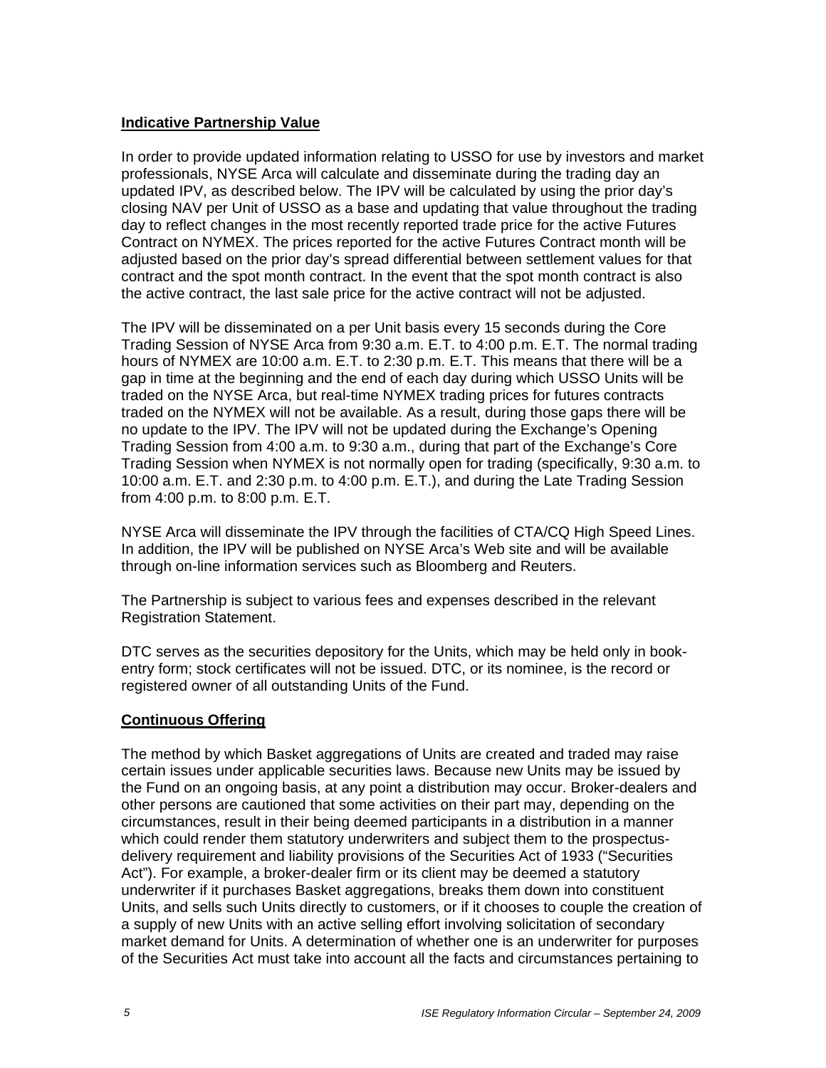**Indicative Partnership Value**

In order to provide updated information relating to USSO for use by investors and market professionals, NYSE Arca will calculate and disseminate during the trading day an updated IPV, as described below. The IPV will be calculated by using the prior day's closing NAV per Unit of USSO as a base and updating that value throughout the trading day to reflect changes in the most recently reported trade price for the active Futures Contract on NYMEX. The prices reported for the active Futures Contract month will be adjusted based on the prior day's spread differential between settlement values for that contract and the spot month contract. In the event that the spot month contract is also the active contract, the last sale price for the active contract will not be adjusted.

The IPV will be disseminated on a per Unit basis every 15 seconds during the Core Trading Session of NYSE Arca from 9:30 a.m. E.T. to 4:00 p.m. E.T. The normal trading hours of NYMEX are 10:00 a.m. E.T. to 2:30 p.m. E.T. This means that there will be a gap in time at the beginning and the end of each day during which USSO Units will be traded on the NYSE Arca, but real-time NYMEX trading prices for futures contracts traded on the NYMEX will not be available. As a result, during those gaps there will be no update to the IPV. The IPV will not be updated during the Exchange's Opening Trading Session from 4:00 a.m. to 9:30 a.m., during that part of the Exchange's Core Trading Session when NYMEX is not normally open for trading (specifically, 9:30 a.m. to 10:00 a.m. E.T. and 2:30 p.m. to 4:00 p.m. E.T.), and during the Late Trading Session from 4:00 p.m. to 8:00 p.m. E.T.

NYSE Arca will disseminate the IPV through the facilities of CTA/CQ High Speed Lines. In addition, the IPV will be published on NYSE Arca's Web site and will be available through on-line information services such as Bloomberg and Reuters.

The Partnership is subject to various fees and expenses described in the relevant Registration Statement.

DTC serves as the securities depository for the Units, which may be held only in book-entry form; stock certificates will not be issued. DTC, or its nominee, is the record or registered owner of all outstanding Units of the Fund.

**Continuous Offering**

The method by which Basket aggregations of Units are created and traded may raise certain issues under applicable securities laws. Because new Units may be issued by the Fund on an ongoing basis, at any point a distribution may occur. Broker-dealers and other persons are cautioned that some activities on their part may, depending on the circumstances, result in their being deemed participants in a distribution in a manner which could render them statutory underwriters and subject them to the prospectus-delivery requirement and liability provisions of the Securities Act of 1933 ("Securities Act"). For example, a broker-dealer firm or its client may be deemed a statutory underwriter if it purchases Basket aggregations, breaks them down into constituent Units, and sells such Units directly to customers, or if it chooses to couple the creation of a supply of new Units with an active selling effort involving solicitation of secondary market demand for Units. A determination of whether one is an underwriter for purposes of the Securities Act must take into account all the facts and circumstances pertaining to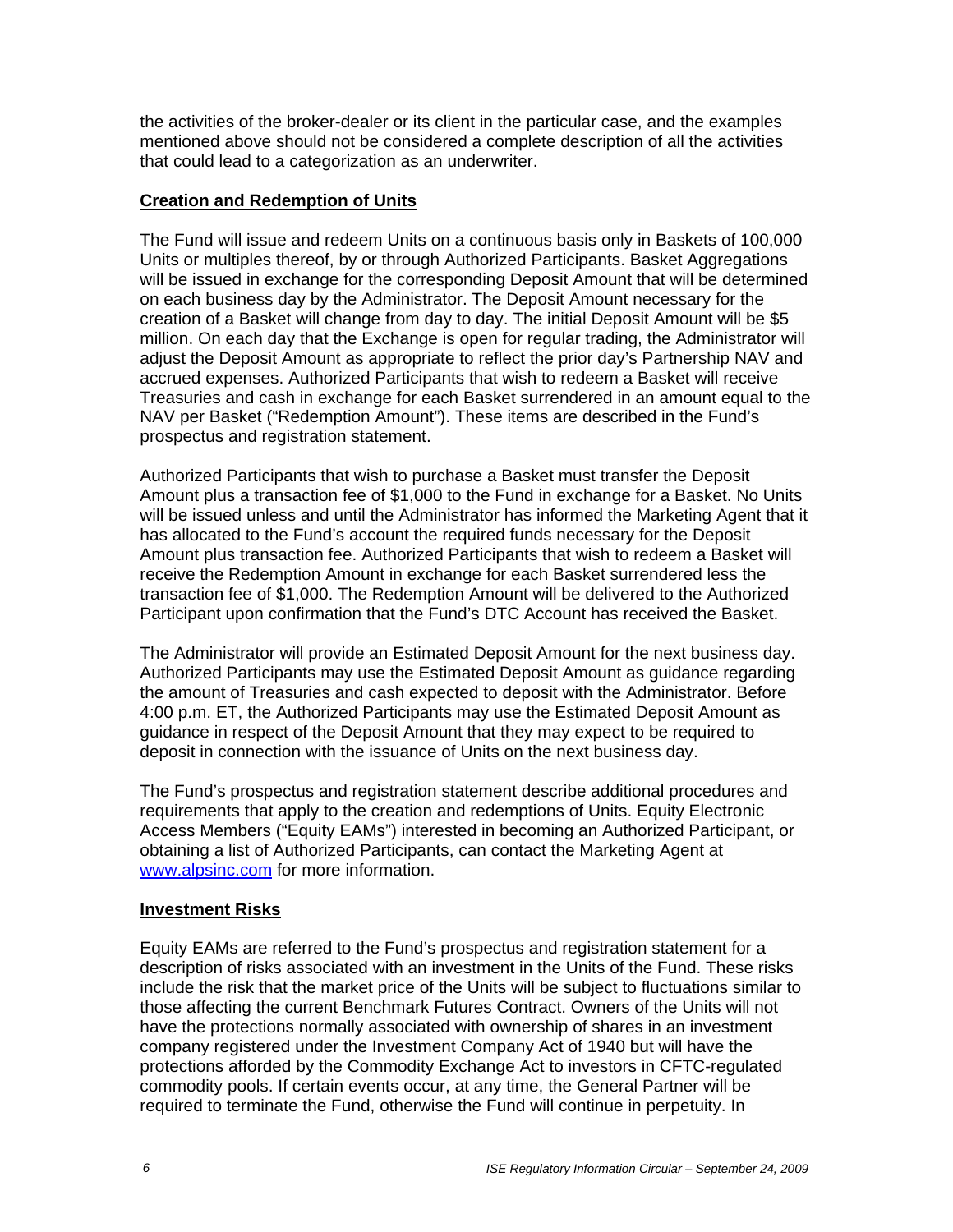the activities of the broker-dealer or its client in the particular case, and the examples mentioned above should not be considered a complete description of all the activities that could lead to a categorization as an underwriter.

**Creation and Redemption of Units**

The Fund will issue and redeem Units on a continuous basis only in Baskets of 100,000 Units or multiples thereof, by or through Authorized Participants. Basket Aggregations will be issued in exchange for the corresponding Deposit Amount that will be determined on each business day by the Administrator. The Deposit Amount necessary for the creation of a Basket will change from day to day. The initial Deposit Amount will be $5 million. On each day that the Exchange is open for regular trading, the Administrator will adjust the Deposit Amount as appropriate to reflect the prior day's Partnership NAV and accrued expenses. Authorized Participants that wish to redeem a Basket will receive Treasuries and cash in exchange for each Basket surrendered in an amount equal to the NAV per Basket ("Redemption Amount"). These items are described in the Fund's prospectus and registration statement.

Authorized Participants that wish to purchase a Basket must transfer the Deposit Amount plus a transaction fee of $1,000 to the Fund in exchange for a Basket. No Units will be issued unless and until the Administrator has informed the Marketing Agent that it has allocated to the Fund's account the required funds necessary for the Deposit Amount plus transaction fee. Authorized Participants that wish to redeem a Basket will receive the Redemption Amount in exchange for each Basket surrendered less the transaction fee of $1,000. The Redemption Amount will be delivered to the Authorized Participant upon confirmation that the Fund's DTC Account has received the Basket.

The Administrator will provide an Estimated Deposit Amount for the next business day. Authorized Participants may use the Estimated Deposit Amount as guidance regarding the amount of Treasuries and cash expected to deposit with the Administrator. Before 4:00 p.m. ET, the Authorized Participants may use the Estimated Deposit Amount as guidance in respect of the Deposit Amount that they may expect to be required to deposit in connection with the issuance of Units on the next business day.

The Fund's prospectus and registration statement describe additional procedures and requirements that apply to the creation and redemptions of Units. Equity Electronic Access Members ("Equity EAMs") interested in becoming an Authorized Participant, or obtaining a list of Authorized Participants, can contact the Marketing Agent at www.alpsinc.com for more information.

**Investment Risks**

Equity EAMs are referred to the Fund's prospectus and registration statement for a description of risks associated with an investment in the Units of the Fund. These risks include the risk that the market price of the Units will be subject to fluctuations similar to those affecting the current Benchmark Futures Contract. Owners of the Units will not have the protections normally associated with ownership of shares in an investment company registered under the Investment Company Act of 1940 but will have the protections afforded by the Commodity Exchange Act to investors in CFTC-regulated commodity pools. If certain events occur, at any time, the General Partner will be required to terminate the Fund, otherwise the Fund will continue in perpetuity. In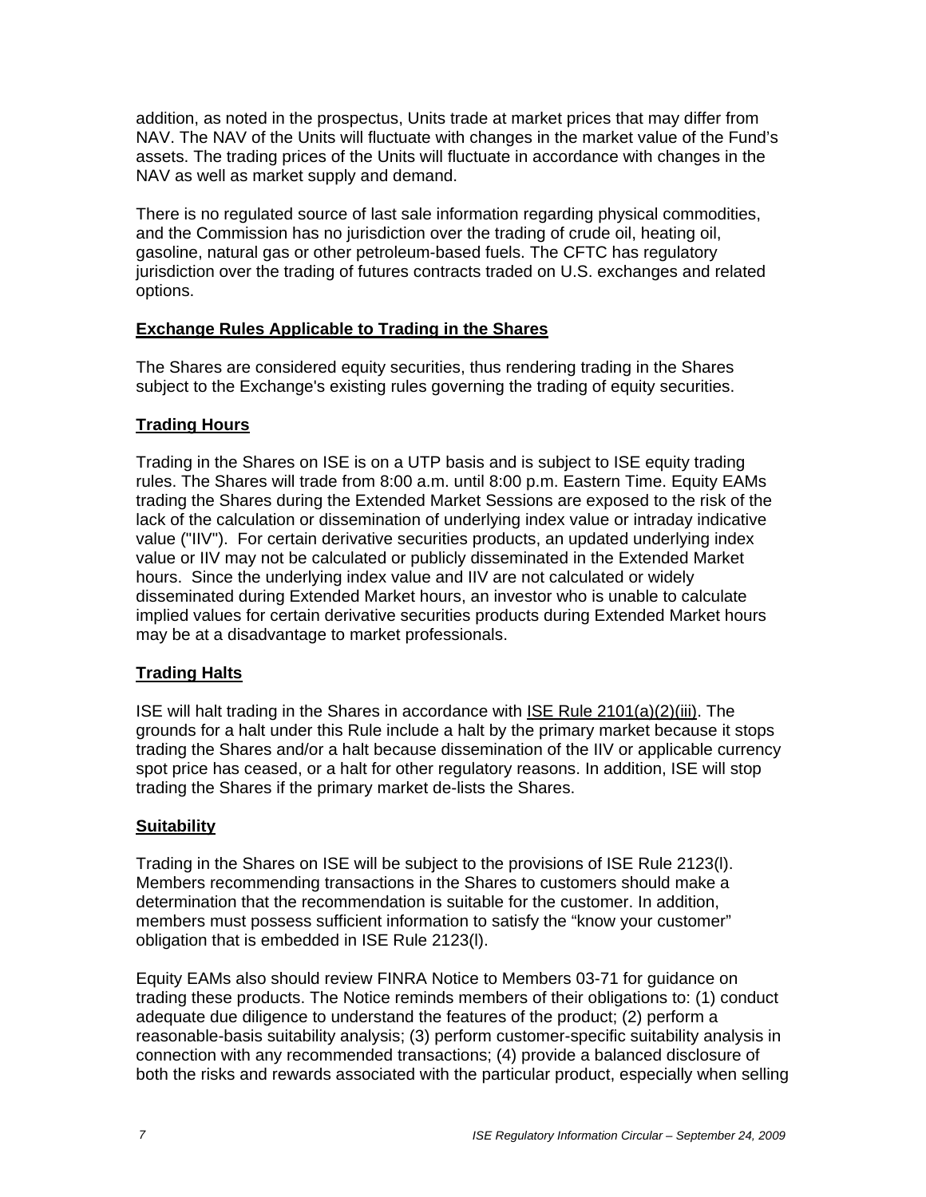addition, as noted in the prospectus, Units trade at market prices that may differ from NAV. The NAV of the Units will fluctuate with changes in the market value of the Fund's assets. The trading prices of the Units will fluctuate in accordance with changes in the NAV as well as market supply and demand.

There is no regulated source of last sale information regarding physical commodities, and the Commission has no jurisdiction over the trading of crude oil, heating oil, gasoline, natural gas or other petroleum-based fuels. The CFTC has regulatory jurisdiction over the trading of futures contracts traded on U.S. exchanges and related options.

**Exchange Rules Applicable to Trading in the Shares**

The Shares are considered equity securities, thus rendering trading in the Shares subject to the Exchange's existing rules governing the trading of equity securities.

**Trading Hours**

Trading in the Shares on ISE is on a UTP basis and is subject to ISE equity trading rules. The Shares will trade from 8:00 a.m. until 8:00 p.m. Eastern Time. Equity EAMs trading the Shares during the Extended Market Sessions are exposed to the risk of the lack of the calculation or dissemination of underlying index value or intraday indicative value ("IIV"). For certain derivative securities products, an updated underlying index value or IIV may not be calculated or publicly disseminated in the Extended Market hours. Since the underlying index value and IIV are not calculated or widely disseminated during Extended Market hours, an investor who is unable to calculate implied values for certain derivative securities products during Extended Market hours may be at a disadvantage to market professionals.

**Trading Halts**

ISE will halt trading in the Shares in accordance with ISE Rule 2101(a)(2)(iii). The grounds for a halt under this Rule include a halt by the primary market because it stops trading the Shares and/or a halt because dissemination of the IIV or applicable currency spot price has ceased, or a halt for other regulatory reasons. In addition, ISE will stop trading the Shares if the primary market de-lists the Shares.

**Suitability**

Trading in the Shares on ISE will be subject to the provisions of ISE Rule 2123(l). Members recommending transactions in the Shares to customers should make a determination that the recommendation is suitable for the customer. In addition, members must possess sufficient information to satisfy the "know your customer" obligation that is embedded in ISE Rule 2123(l).

Equity EAMs also should review FINRA Notice to Members 03-71 for guidance on trading these products. The Notice reminds members of their obligations to: (1) conduct adequate due diligence to understand the features of the product; (2) perform a reasonable-basis suitability analysis; (3) perform customer-specific suitability analysis in connection with any recommended transactions; (4) provide a balanced disclosure of both the risks and rewards associated with the particular product, especially when selling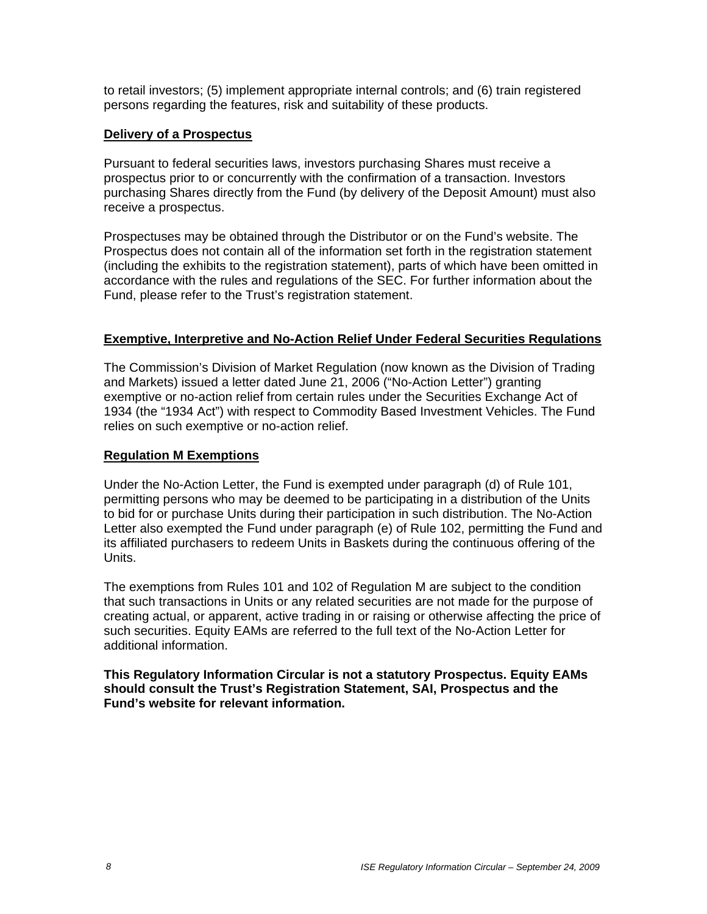to retail investors; (5) implement appropriate internal controls; and (6) train registered persons regarding the features, risk and suitability of these products.

## Delivery of a Prospectus

Pursuant to federal securities laws, investors purchasing Shares must receive a prospectus prior to or concurrently with the confirmation of a transaction. Investors purchasing Shares directly from the Fund (by delivery of the Deposit Amount) must also receive a prospectus.

Prospectuses may be obtained through the Distributor or on the Fund's website. The Prospectus does not contain all of the information set forth in the registration statement (including the exhibits to the registration statement), parts of which have been omitted in accordance with the rules and regulations of the SEC. For further information about the Fund, please refer to the Trust's registration statement.

## Exemptive, Interpretive and No-Action Relief Under Federal Securities Regulations

The Commission's Division of Market Regulation (now known as the Division of Trading and Markets) issued a letter dated June 21, 2006 ("No-Action Letter") granting exemptive or no-action relief from certain rules under the Securities Exchange Act of 1934 (the "1934 Act") with respect to Commodity Based Investment Vehicles. The Fund relies on such exemptive or no-action relief.

## Regulation M Exemptions

Under the No-Action Letter, the Fund is exempted under paragraph (d) of Rule 101, permitting persons who may be deemed to be participating in a distribution of the Units to bid for or purchase Units during their participation in such distribution. The No-Action Letter also exempted the Fund under paragraph (e) of Rule 102, permitting the Fund and its affiliated purchasers to redeem Units in Baskets during the continuous offering of the Units.

The exemptions from Rules 101 and 102 of Regulation M are subject to the condition that such transactions in Units or any related securities are not made for the purpose of creating actual, or apparent, active trading in or raising or otherwise affecting the price of such securities. Equity EAMs are referred to the full text of the No-Action Letter for additional information.

**This Regulatory Information Circular is not a statutory Prospectus. Equity EAMs should consult the Trust's Registration Statement, SAI, Prospectus and the Fund's website for relevant information.**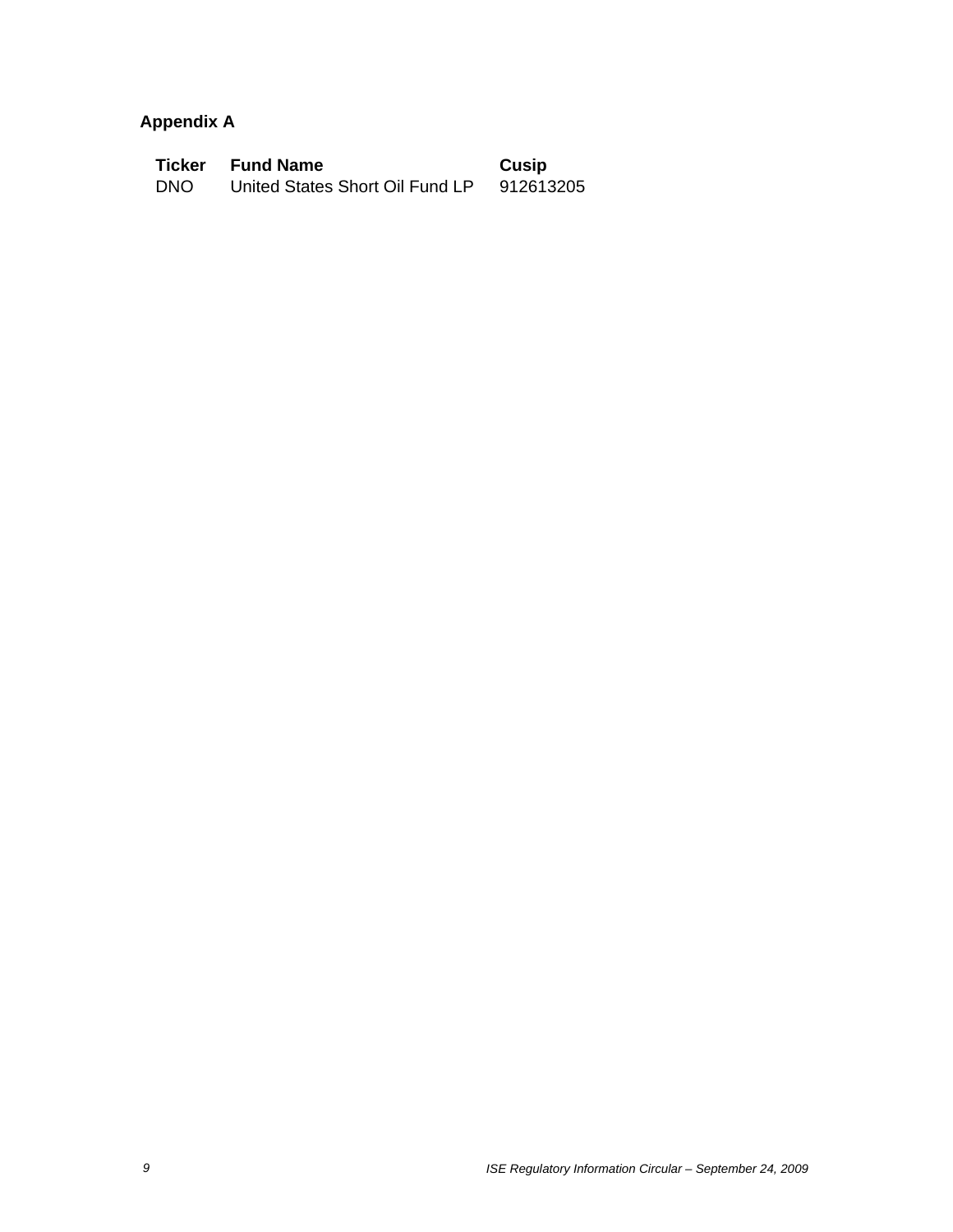**Appendix A**

| Ticker | Fund Name | Cusip |
|---|---|---|
| DNO | United States Short Oil Fund LP | 912613205 |